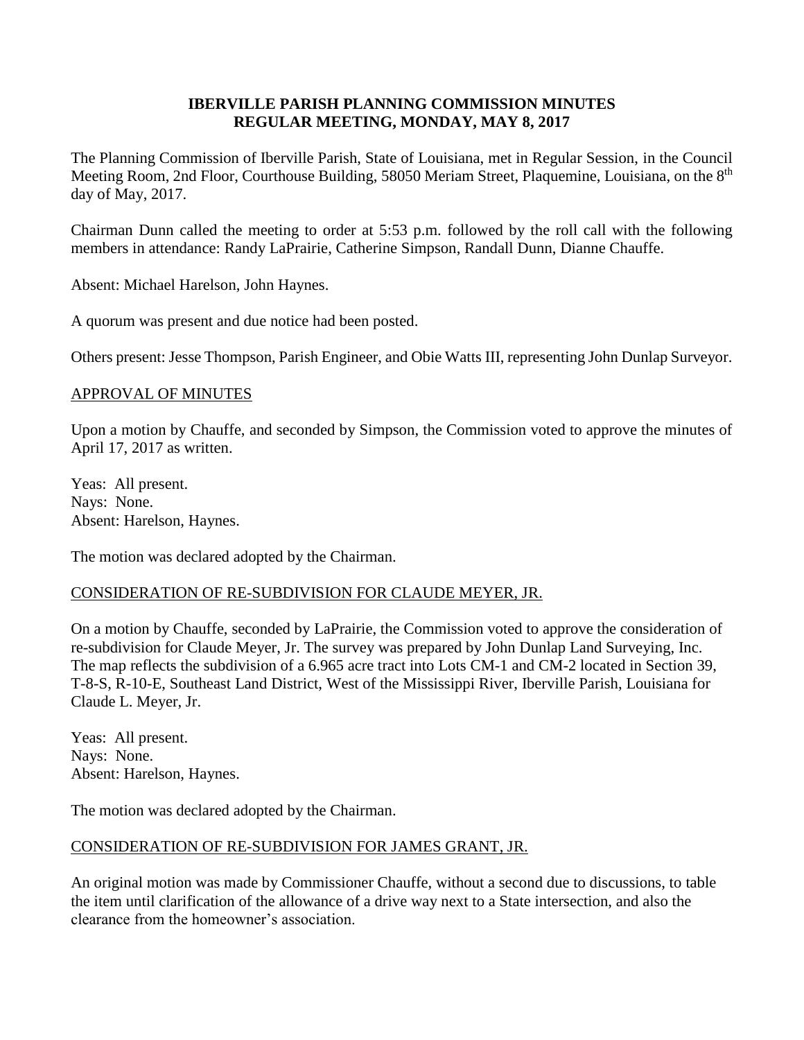**IBERVILLE PARISH PLANNING COMMISSION MINUTES**
**REGULAR MEETING, MONDAY, MAY 8, 2017**

The Planning Commission of Iberville Parish, State of Louisiana, met in Regular Session, in the Council Meeting Room, 2nd Floor, Courthouse Building, 58050 Meriam Street, Plaquemine, Louisiana, on the 8th day of May, 2017.

Chairman Dunn called the meeting to order at 5:53 p.m. followed by the roll call with the following members in attendance: Randy LaPrairie, Catherine Simpson, Randall Dunn, Dianne Chauffe.

Absent: Michael Harelson, John Haynes.

A quorum was present and due notice had been posted.

Others present: Jesse Thompson, Parish Engineer, and Obie Watts III, representing John Dunlap Surveyor.

APPROVAL OF MINUTES

Upon a motion by Chauffe, and seconded by Simpson, the Commission voted to approve the minutes of April 17, 2017 as written.

Yeas: All present.
Nays: None.
Absent: Harelson, Haynes.

The motion was declared adopted by the Chairman.

CONSIDERATION OF RE-SUBDIVISION FOR CLAUDE MEYER, JR.

On a motion by Chauffe, seconded by LaPrairie, the Commission voted to approve the consideration of re-subdivision for Claude Meyer, Jr. The survey was prepared by John Dunlap Land Surveying, Inc. The map reflects the subdivision of a 6.965 acre tract into Lots CM-1 and CM-2 located in Section 39, T-8-S, R-10-E, Southeast Land District, West of the Mississippi River, Iberville Parish, Louisiana for Claude L. Meyer, Jr.

Yeas: All present.
Nays: None.
Absent: Harelson, Haynes.

The motion was declared adopted by the Chairman.

CONSIDERATION OF RE-SUBDIVISION FOR JAMES GRANT, JR.

An original motion was made by Commissioner Chauffe, without a second due to discussions, to table the item until clarification of the allowance of a drive way next to a State intersection, and also the clearance from the homeowner's association.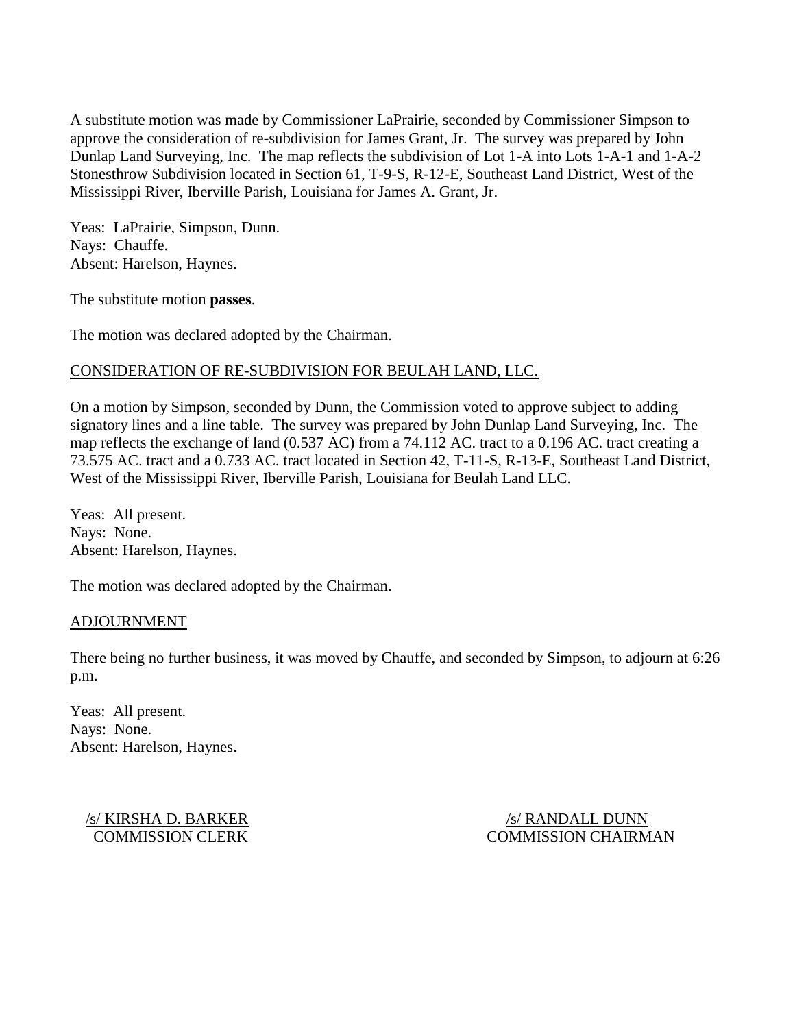A substitute motion was made by Commissioner LaPrairie, seconded by Commissioner Simpson to approve the consideration of re-subdivision for James Grant, Jr. The survey was prepared by John Dunlap Land Surveying, Inc. The map reflects the subdivision of Lot 1-A into Lots 1-A-1 and 1-A-2 Stonesthrow Subdivision located in Section 61, T-9-S, R-12-E, Southeast Land District, West of the Mississippi River, Iberville Parish, Louisiana for James A. Grant, Jr.

Yeas: LaPrairie, Simpson, Dunn.
Nays: Chauffe.
Absent: Harelson, Haynes.

The substitute motion **passes**.

The motion was declared adopted by the Chairman.

CONSIDERATION OF RE-SUBDIVISION FOR BEULAH LAND, LLC.

On a motion by Simpson, seconded by Dunn, the Commission voted to approve subject to adding signatory lines and a line table. The survey was prepared by John Dunlap Land Surveying, Inc. The map reflects the exchange of land (0.537 AC) from a 74.112 AC. tract to a 0.196 AC. tract creating a 73.575 AC. tract and a 0.733 AC. tract located in Section 42, T-11-S, R-13-E, Southeast Land District, West of the Mississippi River, Iberville Parish, Louisiana for Beulah Land LLC.

Yeas: All present.
Nays: None.
Absent: Harelson, Haynes.

The motion was declared adopted by the Chairman.

ADJOURNMENT

There being no further business, it was moved by Chauffe, and seconded by Simpson, to adjourn at 6:26 p.m.

Yeas: All present.
Nays: None.
Absent: Harelson, Haynes.

/s/ KIRSHA D. BARKER
COMMISSION CLERK

/s/ RANDALL DUNN
COMMISSION CHAIRMAN